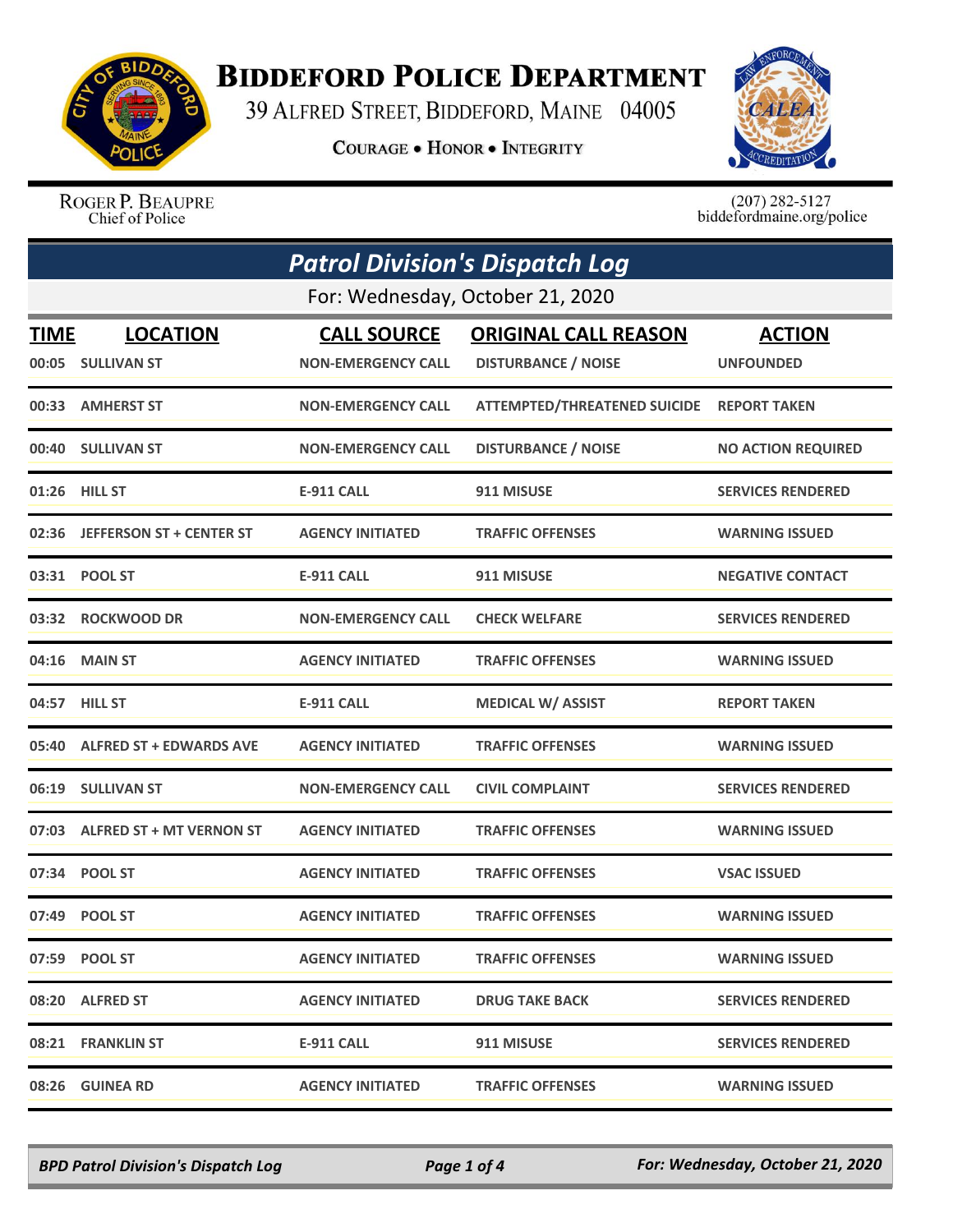# Biddeford Police Department

39 Alfred Street, Biddeford, Maine 04005

**Courage • Honor • Integrity**

Roger P. Beaupre
Chief of Police

(207) 282-5127
biddefordmaine.org/police

## *Patrol Division's Dispatch Log*

For: Wednesday, October 21, 2020

| TIME | LOCATION | CALL SOURCE | ORIGINAL CALL REASON | ACTION |
|---|---|---|---|---|
| 00:05 | SULLIVAN ST | NON-EMERGENCY CALL | DISTURBANCE / NOISE | UNFOUNDED |
| 00:33 | AMHERST ST | NON-EMERGENCY CALL | ATTEMPTED/THREATENED SUICIDE | REPORT TAKEN |
| 00:40 | SULLIVAN ST | NON-EMERGENCY CALL | DISTURBANCE / NOISE | NO ACTION REQUIRED |
| 01:26 | HILL ST | E-911 CALL | 911 MISUSE | SERVICES RENDERED |
| 02:36 | JEFFERSON ST + CENTER ST | AGENCY INITIATED | TRAFFIC OFFENSES | WARNING ISSUED |
| 03:31 | POOL ST | E-911 CALL | 911 MISUSE | NEGATIVE CONTACT |
| 03:32 | ROCKWOOD DR | NON-EMERGENCY CALL | CHECK WELFARE | SERVICES RENDERED |
| 04:16 | MAIN ST | AGENCY INITIATED | TRAFFIC OFFENSES | WARNING ISSUED |
| 04:57 | HILL ST | E-911 CALL | MEDICAL W/ ASSIST | REPORT TAKEN |
| 05:40 | ALFRED ST + EDWARDS AVE | AGENCY INITIATED | TRAFFIC OFFENSES | WARNING ISSUED |
| 06:19 | SULLIVAN ST | NON-EMERGENCY CALL | CIVIL COMPLAINT | SERVICES RENDERED |
| 07:03 | ALFRED ST + MT VERNON ST | AGENCY INITIATED | TRAFFIC OFFENSES | WARNING ISSUED |
| 07:34 | POOL ST | AGENCY INITIATED | TRAFFIC OFFENSES | VSAC ISSUED |
| 07:49 | POOL ST | AGENCY INITIATED | TRAFFIC OFFENSES | WARNING ISSUED |
| 07:59 | POOL ST | AGENCY INITIATED | TRAFFIC OFFENSES | WARNING ISSUED |
| 08:20 | ALFRED ST | AGENCY INITIATED | DRUG TAKE BACK | SERVICES RENDERED |
| 08:21 | FRANKLIN ST | E-911 CALL | 911 MISUSE | SERVICES RENDERED |
| 08:26 | GUINEA RD | AGENCY INITIATED | TRAFFIC OFFENSES | WARNING ISSUED |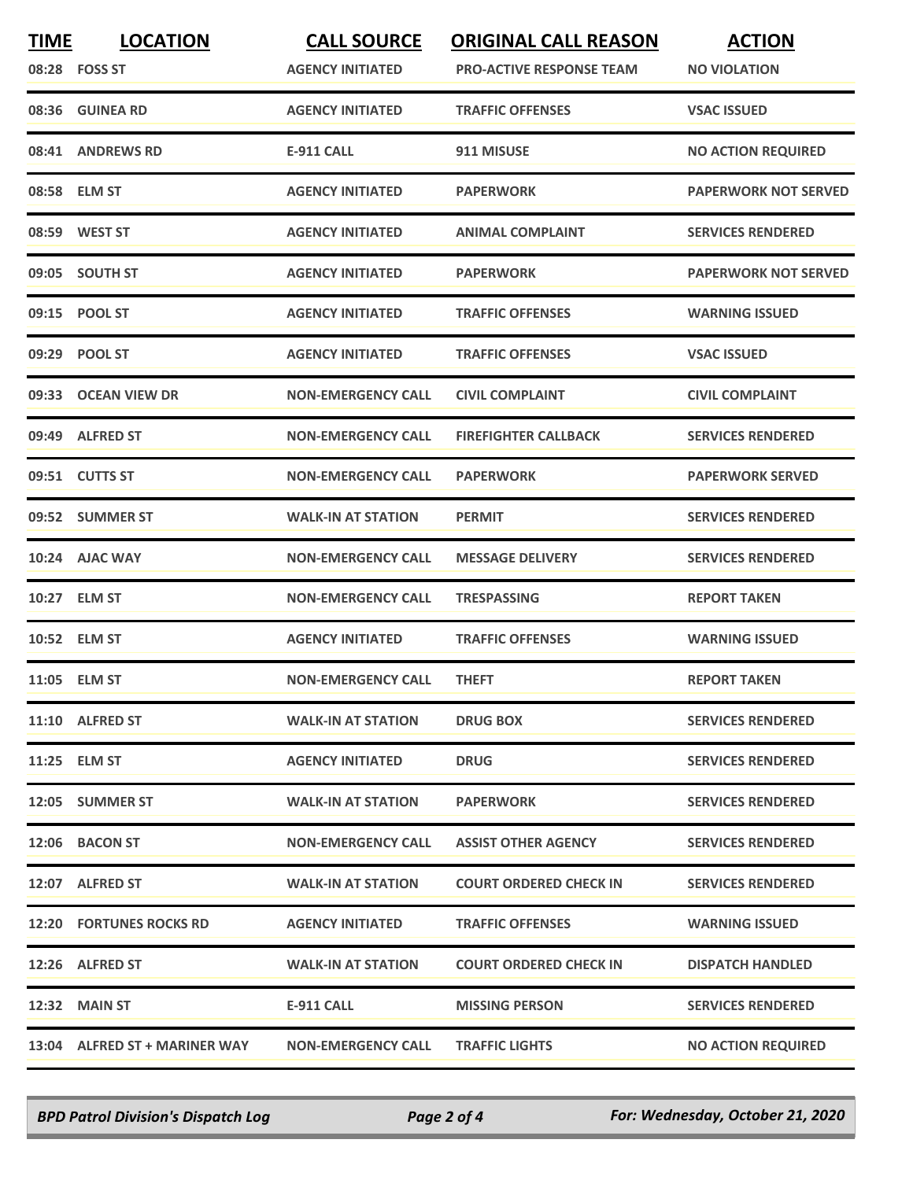| TIME | LOCATION | CALL SOURCE | ORIGINAL CALL REASON | ACTION |
|---|---|---|---|---|
| 08:28 | FOSS ST | AGENCY INITIATED | PRO-ACTIVE RESPONSE TEAM | NO VIOLATION |
| 08:36 | GUINEA RD | AGENCY INITIATED | TRAFFIC OFFENSES | VSAC ISSUED |
| 08:41 | ANDREWS RD | E-911 CALL | 911 MISUSE | NO ACTION REQUIRED |
| 08:58 | ELM ST | AGENCY INITIATED | PAPERWORK | PAPERWORK NOT SERVED |
| 08:59 | WEST ST | AGENCY INITIATED | ANIMAL COMPLAINT | SERVICES RENDERED |
| 09:05 | SOUTH ST | AGENCY INITIATED | PAPERWORK | PAPERWORK NOT SERVED |
| 09:15 | POOL ST | AGENCY INITIATED | TRAFFIC OFFENSES | WARNING ISSUED |
| 09:29 | POOL ST | AGENCY INITIATED | TRAFFIC OFFENSES | VSAC ISSUED |
| 09:33 | OCEAN VIEW DR | NON-EMERGENCY CALL | CIVIL COMPLAINT | CIVIL COMPLAINT |
| 09:49 | ALFRED ST | NON-EMERGENCY CALL | FIREFIGHTER CALLBACK | SERVICES RENDERED |
| 09:51 | CUTTS ST | NON-EMERGENCY CALL | PAPERWORK | PAPERWORK SERVED |
| 09:52 | SUMMER ST | WALK-IN AT STATION | PERMIT | SERVICES RENDERED |
| 10:24 | AJAC WAY | NON-EMERGENCY CALL | MESSAGE DELIVERY | SERVICES RENDERED |
| 10:27 | ELM ST | NON-EMERGENCY CALL | TRESPASSING | REPORT TAKEN |
| 10:52 | ELM ST | AGENCY INITIATED | TRAFFIC OFFENSES | WARNING ISSUED |
| 11:05 | ELM ST | NON-EMERGENCY CALL | THEFT | REPORT TAKEN |
| 11:10 | ALFRED ST | WALK-IN AT STATION | DRUG BOX | SERVICES RENDERED |
| 11:25 | ELM ST | AGENCY INITIATED | DRUG | SERVICES RENDERED |
| 12:05 | SUMMER ST | WALK-IN AT STATION | PAPERWORK | SERVICES RENDERED |
| 12:06 | BACON ST | NON-EMERGENCY CALL | ASSIST OTHER AGENCY | SERVICES RENDERED |
| 12:07 | ALFRED ST | WALK-IN AT STATION | COURT ORDERED CHECK IN | SERVICES RENDERED |
| 12:20 | FORTUNES ROCKS RD | AGENCY INITIATED | TRAFFIC OFFENSES | WARNING ISSUED |
| 12:26 | ALFRED ST | WALK-IN AT STATION | COURT ORDERED CHECK IN | DISPATCH HANDLED |
| 12:32 | MAIN ST | E-911 CALL | MISSING PERSON | SERVICES RENDERED |
| 13:04 | ALFRED ST + MARINER WAY | NON-EMERGENCY CALL | TRAFFIC LIGHTS | NO ACTION REQUIRED |

*BPD Patrol Division's Dispatch Log* — *For: Wednesday, October 21, 2020*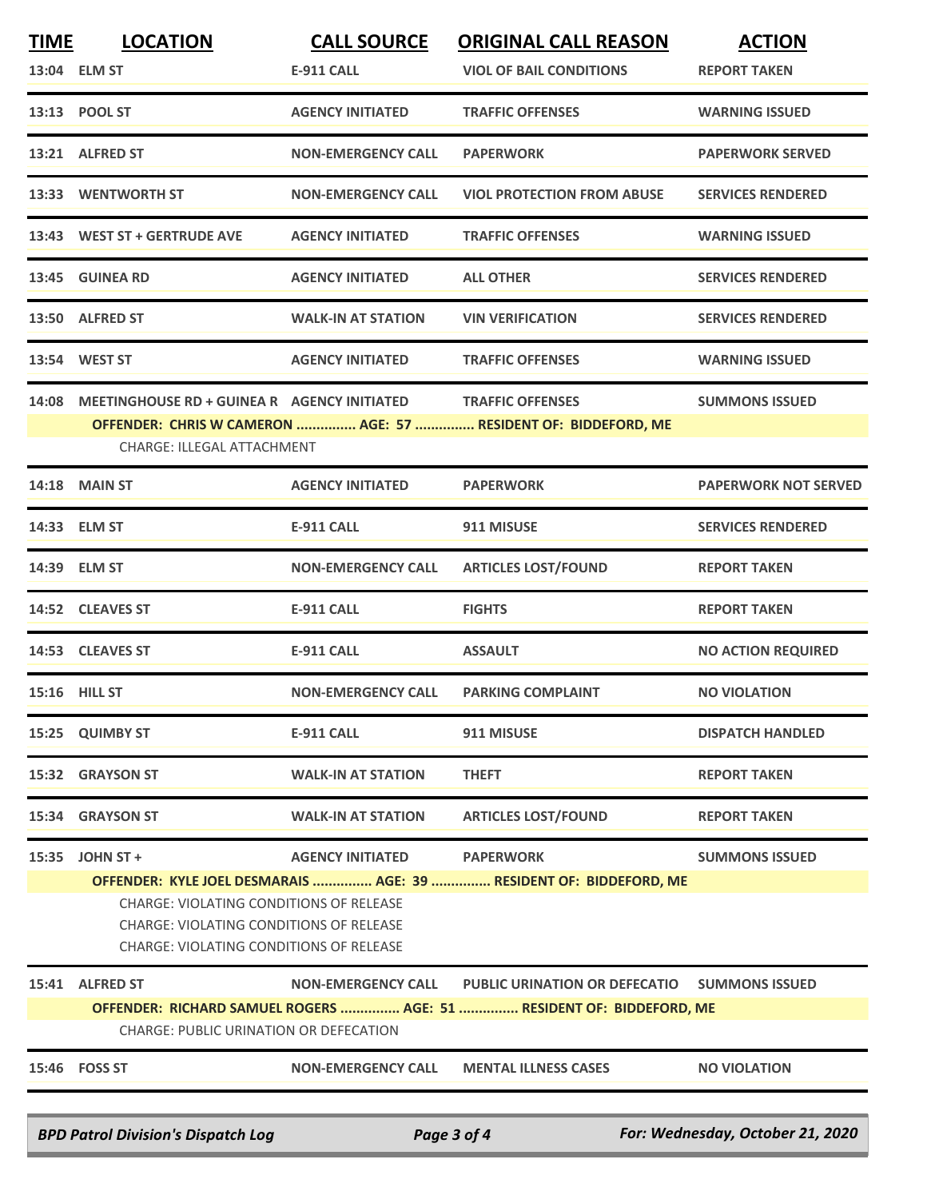| TIME | LOCATION | CALL SOURCE | ORIGINAL CALL REASON | ACTION |
|---|---|---|---|---|
| 13:04 | ELM ST | E-911 CALL | VIOL OF BAIL CONDITIONS | REPORT TAKEN |
| 13:13 | POOL ST | AGENCY INITIATED | TRAFFIC OFFENSES | WARNING ISSUED |
| 13:21 | ALFRED ST | NON-EMERGENCY CALL | PAPERWORK | PAPERWORK SERVED |
| 13:33 | WENTWORTH ST | NON-EMERGENCY CALL | VIOL PROTECTION FROM ABUSE | SERVICES RENDERED |
| 13:43 | WEST ST + GERTRUDE AVE | AGENCY INITIATED | TRAFFIC OFFENSES | WARNING ISSUED |
| 13:45 | GUINEA RD | AGENCY INITIATED | ALL OTHER | SERVICES RENDERED |
| 13:50 | ALFRED ST | WALK-IN AT STATION | VIN VERIFICATION | SERVICES RENDERED |
| 13:54 | WEST ST | AGENCY INITIATED | TRAFFIC OFFENSES | WARNING ISSUED |
| 14:08 | MEETINGHOUSE RD + GUINEA R | AGENCY INITIATED | TRAFFIC OFFENSES | SUMMONS ISSUED |
| | OFFENDER: CHRIS W CAMERON ............... AGE: 57 ............... RESIDENT OF: BIDDEFORD, ME | | | |
| | CHARGE: ILLEGAL ATTACHMENT | | | |
| 14:18 | MAIN ST | AGENCY INITIATED | PAPERWORK | PAPERWORK NOT SERVED |
| 14:33 | ELM ST | E-911 CALL | 911 MISUSE | SERVICES RENDERED |
| 14:39 | ELM ST | NON-EMERGENCY CALL | ARTICLES LOST/FOUND | REPORT TAKEN |
| 14:52 | CLEAVES ST | E-911 CALL | FIGHTS | REPORT TAKEN |
| 14:53 | CLEAVES ST | E-911 CALL | ASSAULT | NO ACTION REQUIRED |
| 15:16 | HILL ST | NON-EMERGENCY CALL | PARKING COMPLAINT | NO VIOLATION |
| 15:25 | QUIMBY ST | E-911 CALL | 911 MISUSE | DISPATCH HANDLED |
| 15:32 | GRAYSON ST | WALK-IN AT STATION | THEFT | REPORT TAKEN |
| 15:34 | GRAYSON ST | WALK-IN AT STATION | ARTICLES LOST/FOUND | REPORT TAKEN |
| 15:35 | JOHN ST + | AGENCY INITIATED | PAPERWORK | SUMMONS ISSUED |
| | OFFENDER: KYLE JOEL DESMARAIS ............... AGE: 39 ............... RESIDENT OF: BIDDEFORD, ME | | | |
| | CHARGE: VIOLATING CONDITIONS OF RELEASE<br>CHARGE: VIOLATING CONDITIONS OF RELEASE<br>CHARGE: VIOLATING CONDITIONS OF RELEASE | | | |
| 15:41 | ALFRED ST | NON-EMERGENCY CALL | PUBLIC URINATION OR DEFECATIO | SUMMONS ISSUED |
| | OFFENDER: RICHARD SAMUEL ROGERS ............... AGE: 51 ............... RESIDENT OF: BIDDEFORD, ME | | | |
| | CHARGE: PUBLIC URINATION OR DEFECATION | | | |
| 15:46 | FOSS ST | NON-EMERGENCY CALL | MENTAL ILLNESS CASES | NO VIOLATION |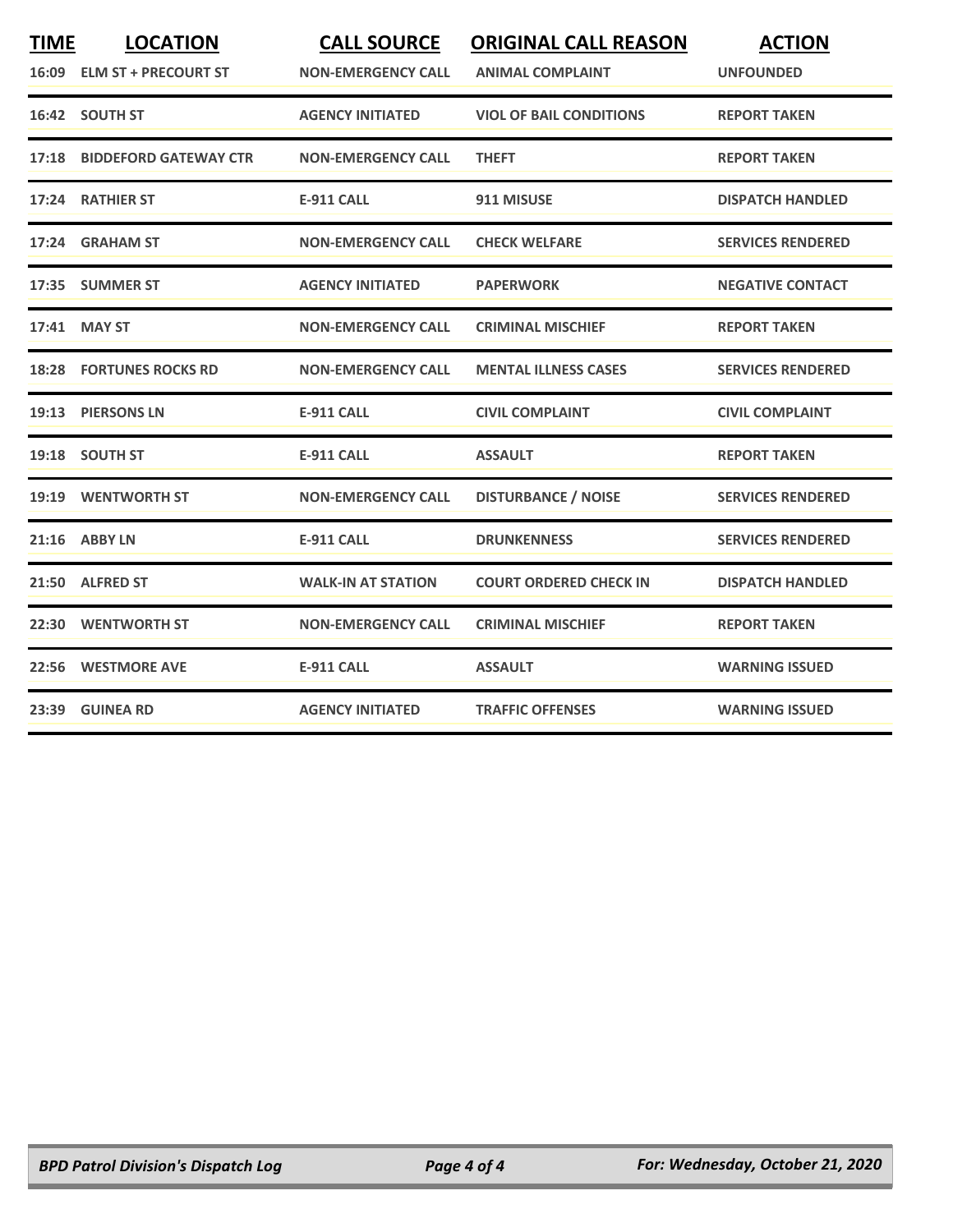| TIME | LOCATION | CALL SOURCE | ORIGINAL CALL REASON | ACTION |
|---|---|---|---|---|
| 16:09 | ELM ST + PRECOURT ST | NON-EMERGENCY CALL | ANIMAL COMPLAINT | UNFOUNDED |
| 16:42 | SOUTH ST | AGENCY INITIATED | VIOL OF BAIL CONDITIONS | REPORT TAKEN |
| 17:18 | BIDDEFORD GATEWAY CTR | NON-EMERGENCY CALL | THEFT | REPORT TAKEN |
| 17:24 | RATHIER ST | E-911 CALL | 911 MISUSE | DISPATCH HANDLED |
| 17:24 | GRAHAM ST | NON-EMERGENCY CALL | CHECK WELFARE | SERVICES RENDERED |
| 17:35 | SUMMER ST | AGENCY INITIATED | PAPERWORK | NEGATIVE CONTACT |
| 17:41 | MAY ST | NON-EMERGENCY CALL | CRIMINAL MISCHIEF | REPORT TAKEN |
| 18:28 | FORTUNES ROCKS RD | NON-EMERGENCY CALL | MENTAL ILLNESS CASES | SERVICES RENDERED |
| 19:13 | PIERSONS LN | E-911 CALL | CIVIL COMPLAINT | CIVIL COMPLAINT |
| 19:18 | SOUTH ST | E-911 CALL | ASSAULT | REPORT TAKEN |
| 19:19 | WENTWORTH ST | NON-EMERGENCY CALL | DISTURBANCE / NOISE | SERVICES RENDERED |
| 21:16 | ABBY LN | E-911 CALL | DRUNKENNESS | SERVICES RENDERED |
| 21:50 | ALFRED ST | WALK-IN AT STATION | COURT ORDERED CHECK IN | DISPATCH HANDLED |
| 22:30 | WENTWORTH ST | NON-EMERGENCY CALL | CRIMINAL MISCHIEF | REPORT TAKEN |
| 22:56 | WESTMORE AVE | E-911 CALL | ASSAULT | WARNING ISSUED |
| 23:39 | GUINEA RD | AGENCY INITIATED | TRAFFIC OFFENSES | WARNING ISSUED |